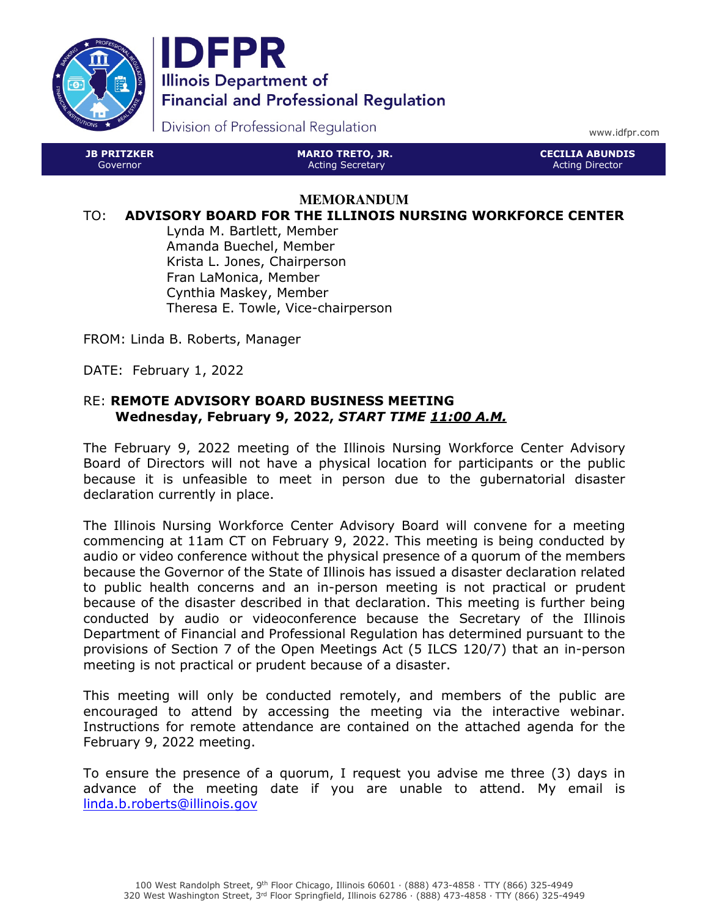# IDFPR

**Illinois Department of Financial and Professional Regulation**

Division of Professional Regulation

www.idfpr.com

| **JB PRITZKER** Governor | **MARIO TRETO, JR.** Acting Secretary | **CECILIA ABUNDIS** Acting Director |
|---|---|---|

## MEMORANDUM

TO: **ADVISORY BOARD FOR THE ILLINOIS NURSING WORKFORCE CENTER**

Lynda M. Bartlett, Member
Amanda Buechel, Member
Krista L. Jones, Chairperson
Fran LaMonica, Member
Cynthia Maskey, Member
Theresa E. Towle, Vice-chairperson

FROM: Linda B. Roberts, Manager

DATE: February 1, 2022

RE: **REMOTE ADVISORY BOARD BUSINESS MEETING**
**Wednesday, February 9, 2022, *START TIME 11:00 A.M.***

The February 9, 2022 meeting of the Illinois Nursing Workforce Center Advisory Board of Directors will not have a physical location for participants or the public because it is unfeasible to meet in person due to the gubernatorial disaster declaration currently in place.

The Illinois Nursing Workforce Center Advisory Board will convene for a meeting commencing at 11am CT on February 9, 2022. This meeting is being conducted by audio or video conference without the physical presence of a quorum of the members because the Governor of the State of Illinois has issued a disaster declaration related to public health concerns and an in-person meeting is not practical or prudent because of the disaster described in that declaration. This meeting is further being conducted by audio or videoconference because the Secretary of the Illinois Department of Financial and Professional Regulation has determined pursuant to the provisions of Section 7 of the Open Meetings Act (5 ILCS 120/7) that an in-person meeting is not practical or prudent because of a disaster.

This meeting will only be conducted remotely, and members of the public are encouraged to attend by accessing the meeting via the interactive webinar. Instructions for remote attendance are contained on the attached agenda for the February 9, 2022 meeting.

To ensure the presence of a quorum, I request you advise me three (3) days in advance of the meeting date if you are unable to attend. My email is linda.b.roberts@illinois.gov

100 West Randolph Street, 9th Floor Chicago, Illinois 60601 · (888) 473-4858 · TTY (866) 325-4949
320 West Washington Street, 3rd Floor Springfield, Illinois 62786 · (888) 473-4858 · TTY (866) 325-4949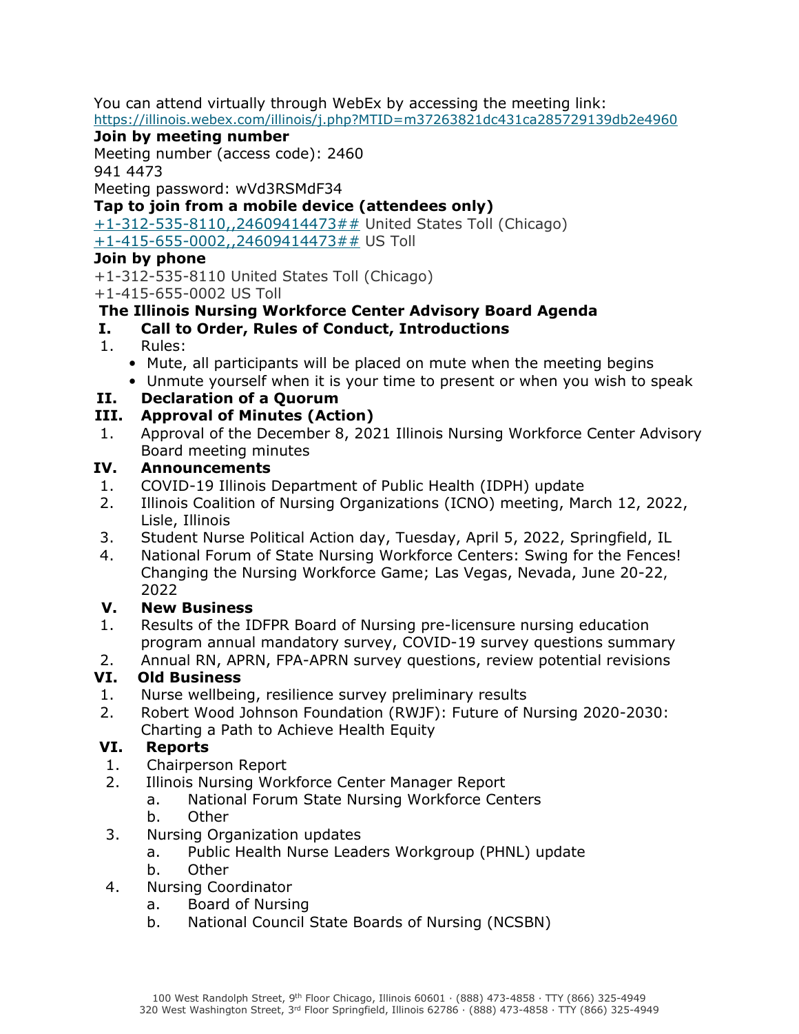You can attend virtually through WebEx by accessing the meeting link:
https://illinois.webex.com/illinois/j.php?MTID=m37263821dc431ca285729139db2e4960

**Join by meeting number**

Meeting number (access code): 2460
941 4473

Meeting password: wVd3RSMdF34

**Tap to join from a mobile device (attendees only)**

+1-312-535-8110,,24609414473## United States Toll (Chicago)
+1-415-655-0002,,24609414473## US Toll

**Join by phone**

+1-312-535-8110 United States Toll (Chicago)
+1-415-655-0002 US Toll

**The Illinois Nursing Workforce Center Advisory Board Agenda**

**I. Call to Order, Rules of Conduct, Introductions**

1. Rules:
   - Mute, all participants will be placed on mute when the meeting begins
   - Unmute yourself when it is your time to present or when you wish to speak

**II. Declaration of a Quorum**

**III. Approval of Minutes (Action)**

1. Approval of the December 8, 2021 Illinois Nursing Workforce Center Advisory Board meeting minutes

**IV. Announcements**

1. COVID-19 Illinois Department of Public Health (IDPH) update
2. Illinois Coalition of Nursing Organizations (ICNO) meeting, March 12, 2022, Lisle, Illinois
3. Student Nurse Political Action day, Tuesday, April 5, 2022, Springfield, IL
4. National Forum of State Nursing Workforce Centers: Swing for the Fences! Changing the Nursing Workforce Game; Las Vegas, Nevada, June 20-22, 2022

**V. New Business**

1. Results of the IDFPR Board of Nursing pre-licensure nursing education program annual mandatory survey, COVID-19 survey questions summary
2. Annual RN, APRN, FPA-APRN survey questions, review potential revisions

**VI. Old Business**

1. Nurse wellbeing, resilience survey preliminary results
2. Robert Wood Johnson Foundation (RWJF): Future of Nursing 2020-2030: Charting a Path to Achieve Health Equity

**VI. Reports**

1. Chairperson Report
2. Illinois Nursing Workforce Center Manager Report
   a. National Forum State Nursing Workforce Centers
   b. Other
3. Nursing Organization updates
   a. Public Health Nurse Leaders Workgroup (PHNL) update
   b. Other
4. Nursing Coordinator
   a. Board of Nursing
   b. National Council State Boards of Nursing (NCSBN)

100 West Randolph Street, 9th Floor Chicago, Illinois 60601 · (888) 473-4858 · TTY (866) 325-4949
320 West Washington Street, 3rd Floor Springfield, Illinois 62786 · (888) 473-4858 · TTY (866) 325-4949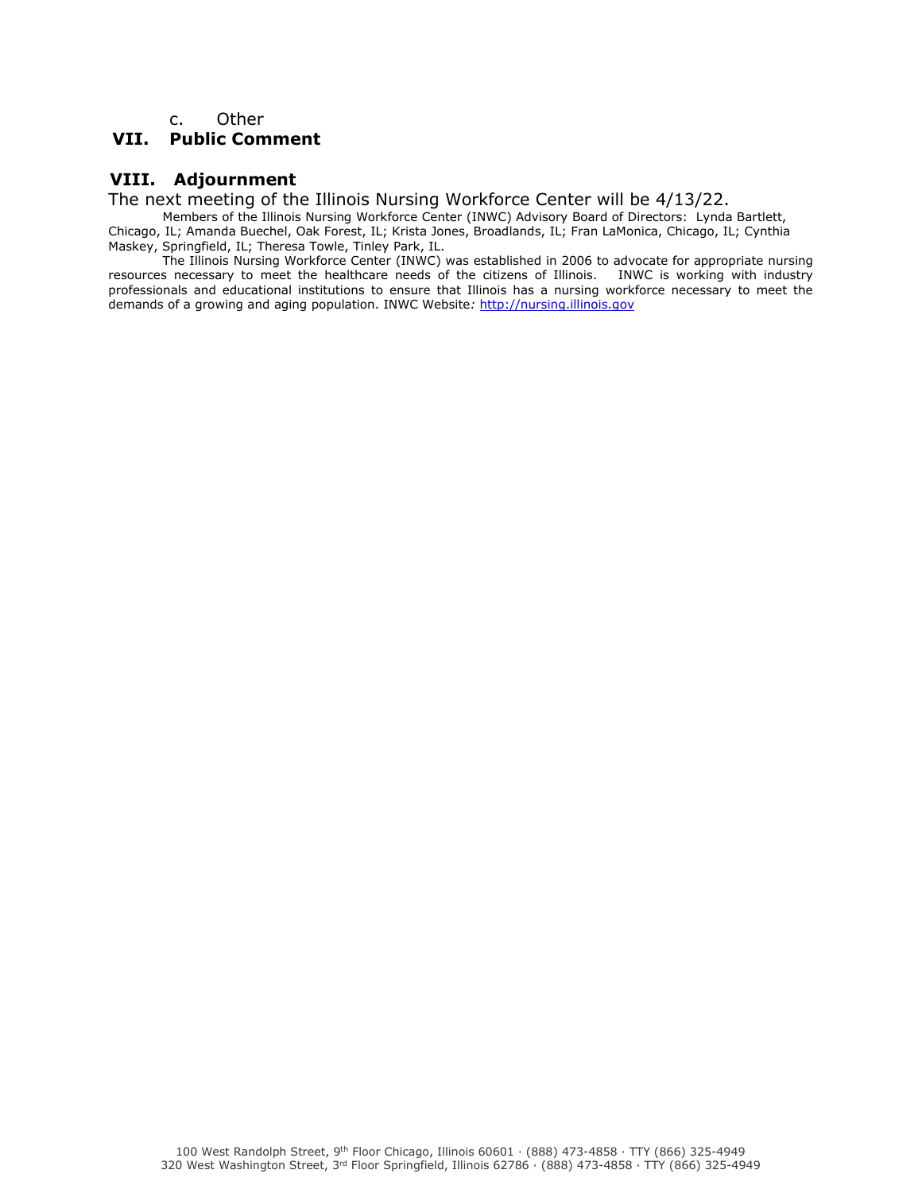c. Other

## VII. Public Comment

## VIII. Adjournment

The next meeting of the Illinois Nursing Workforce Center will be 4/13/22.

Members of the Illinois Nursing Workforce Center (INWC) Advisory Board of Directors: Lynda Bartlett, Chicago, IL; Amanda Buechel, Oak Forest, IL; Krista Jones, Broadlands, IL; Fran LaMonica, Chicago, IL; Cynthia Maskey, Springfield, IL; Theresa Towle, Tinley Park, IL.

The Illinois Nursing Workforce Center (INWC) was established in 2006 to advocate for appropriate nursing resources necessary to meet the healthcare needs of the citizens of Illinois. INWC is working with industry professionals and educational institutions to ensure that Illinois has a nursing workforce necessary to meet the demands of a growing and aging population. INWC Website*:* http://nursing.illinois.gov

100 West Randolph Street, 9th Floor Chicago, Illinois 60601 · (888) 473-4858 · TTY (866) 325-4949
320 West Washington Street, 3rd Floor Springfield, Illinois 62786 · (888) 473-4858 · TTY (866) 325-4949